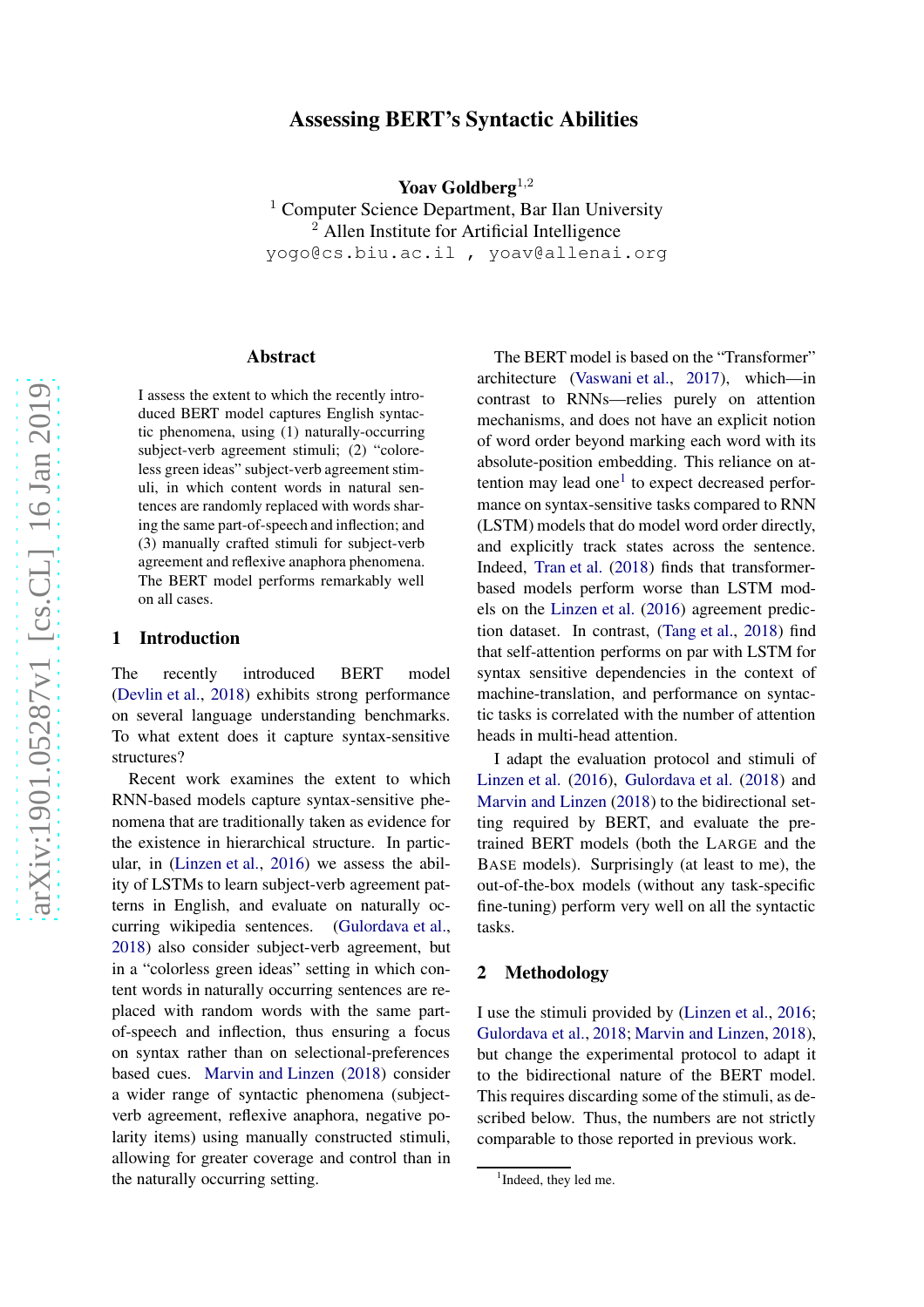# Assessing BERT's Syntactic Abilities

**Yoav Goldberg**[1,2]

[1] Computer Science Department, Bar Ilan University
[2] Allen Institute for Artificial Intelligence
yogo@cs.biu.ac.il , yoav@allenai.org

## Abstract

I assess the extent to which the recently introduced BERT model captures English syntactic phenomena, using (1) naturally-occurring subject-verb agreement stimuli; (2) "coloreless green ideas" subject-verb agreement stimuli, in which content words in natural sentences are randomly replaced with words sharing the same part-of-speech and inflection; and (3) manually crafted stimuli for subject-verb agreement and reflexive anaphora phenomena. The BERT model performs remarkably well on all cases.

## 1 Introduction

The recently introduced BERT model (Devlin et al., 2018) exhibits strong performance on several language understanding benchmarks. To what extent does it capture syntax-sensitive structures?

Recent work examines the extent to which RNN-based models capture syntax-sensitive phenomena that are traditionally taken as evidence for the existence in hierarchical structure. In particular, in (Linzen et al., 2016) we assess the ability of LSTMs to learn subject-verb agreement patterns in English, and evaluate on naturally occurring wikipedia sentences. (Gulordava et al., 2018) also consider subject-verb agreement, but in a "colorless green ideas" setting in which content words in naturally occurring sentences are replaced with random words with the same part-of-speech and inflection, thus ensuring a focus on syntax rather than on selectional-preferences based cues. Marvin and Linzen (2018) consider a wider range of syntactic phenomena (subject-verb agreement, reflexive anaphora, negative polarity items) using manually constructed stimuli, allowing for greater coverage and control than in the naturally occurring setting.

The BERT model is based on the "Transformer" architecture (Vaswani et al., 2017), which—in contrast to RNNs—relies purely on attention mechanisms, and does not have an explicit notion of word order beyond marking each word with its absolute-position embedding. This reliance on attention may lead one[1] to expect decreased performance on syntax-sensitive tasks compared to RNN (LSTM) models that do model word order directly, and explicitly track states across the sentence. Indeed, Tran et al. (2018) finds that transformer-based models perform worse than LSTM models on the Linzen et al. (2016) agreement prediction dataset. In contrast, (Tang et al., 2018) find that self-attention performs on par with LSTM for syntax sensitive dependencies in the context of machine-translation, and performance on syntactic tasks is correlated with the number of attention heads in multi-head attention.

I adapt the evaluation protocol and stimuli of Linzen et al. (2016), Gulordava et al. (2018) and Marvin and Linzen (2018) to the bidirectional setting required by BERT, and evaluate the pre-trained BERT models (both the LARGE and the BASE models). Surprisingly (at least to me), the out-of-the-box models (without any task-specific fine-tuning) perform very well on all the syntactic tasks.

## 2 Methodology

I use the stimuli provided by (Linzen et al., 2016; Gulordava et al., 2018; Marvin and Linzen, 2018), but change the experimental protocol to adapt it to the bidirectional nature of the BERT model. This requires discarding some of the stimuli, as described below. Thus, the numbers are not strictly comparable to those reported in previous work.

[1] Indeed, they led me.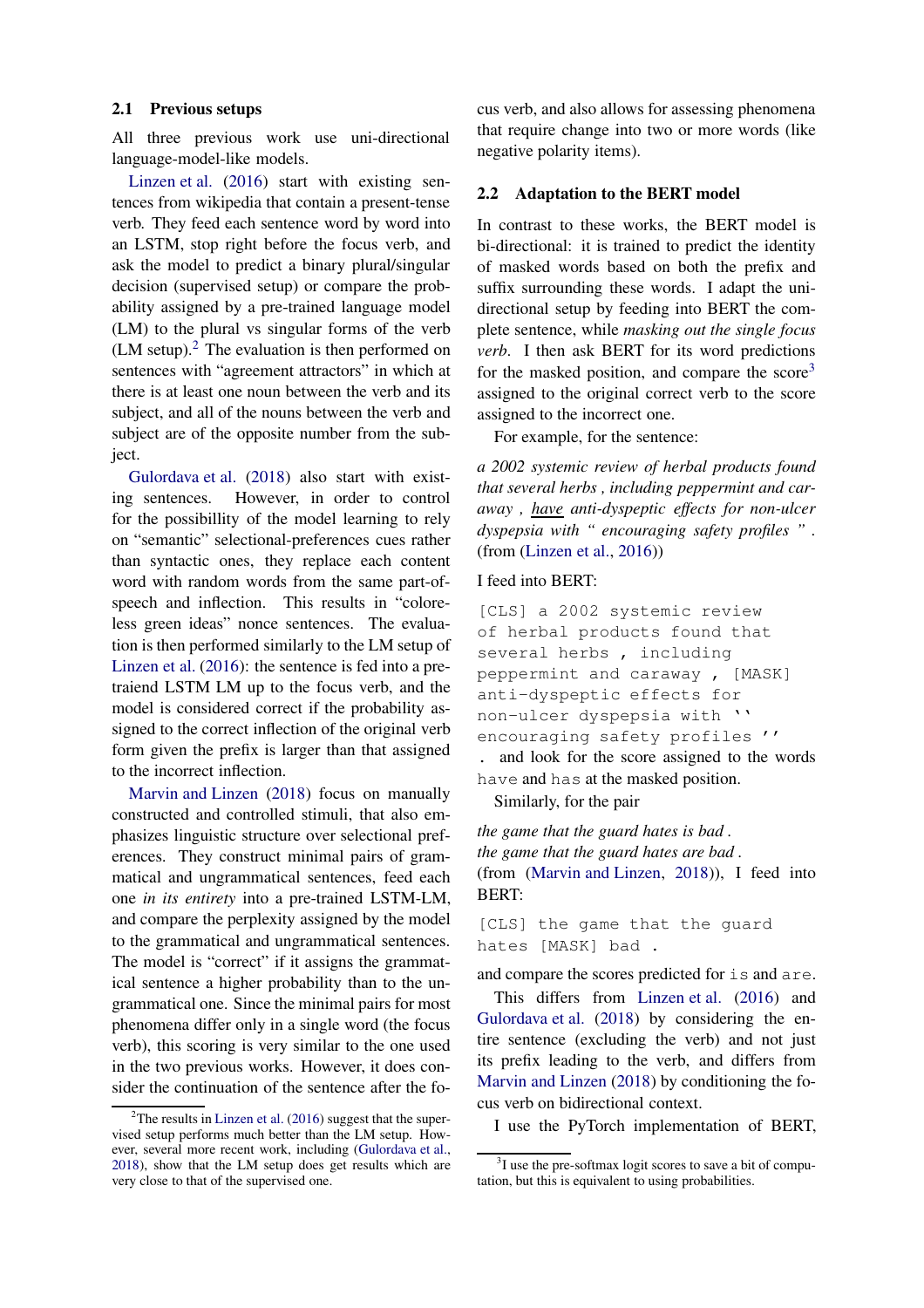### 2.1 Previous setups

All three previous work use uni-directional language-model-like models.

Linzen et al. (2016) start with existing sentences from wikipedia that contain a present-tense verb. They feed each sentence word by word into an LSTM, stop right before the focus verb, and ask the model to predict a binary plural/singular decision (supervised setup) or compare the probability assigned by a pre-trained language model (LM) to the plural vs singular forms of the verb (LM setup).[2] The evaluation is then performed on sentences with "agreement attractors" in which at there is at least one noun between the verb and its subject, and all of the nouns between the verb and subject are of the opposite number from the subject.

Gulordava et al. (2018) also start with existing sentences. However, in order to control for the possibillity of the model learning to rely on "semantic" selectional-preferences cues rather than syntactic ones, they replace each content word with random words from the same part-of-speech and inflection. This results in "coloreless green ideas" nonce sentences. The evaluation is then performed similarly to the LM setup of Linzen et al. (2016): the sentence is fed into a pretraiend LSTM LM up to the focus verb, and the model is considered correct if the probability assigned to the correct inflection of the original verb form given the prefix is larger than that assigned to the incorrect inflection.

Marvin and Linzen (2018) focus on manually constructed and controlled stimuli, that also emphasizes linguistic structure over selectional preferences. They construct minimal pairs of grammatical and ungrammatical sentences, feed each one *in its entirety* into a pre-trained LSTM-LM, and compare the perplexity assigned by the model to the grammatical and ungrammatical sentences. The model is "correct" if it assigns the grammatical sentence a higher probability than to the ungrammatical one. Since the minimal pairs for most phenomena differ only in a single word (the focus verb), this scoring is very similar to the one used in the two previous works. However, it does consider the continuation of the sentence after the focus verb, and also allows for assessing phenomena that require change into two or more words (like negative polarity items).

### 2.2 Adaptation to the BERT model

In contrast to these works, the BERT model is bi-directional: it is trained to predict the identity of masked words based on both the prefix and suffix surrounding these words. I adapt the uni-directional setup by feeding into BERT the complete sentence, while *masking out the single focus verb*. I then ask BERT for its word predictions for the masked position, and compare the score[3] assigned to the original correct verb to the score assigned to the incorrect one.

For example, for the sentence:

*a 2002 systemic review of herbal products found that several herbs , including peppermint and caraway , <u>have</u> anti-dyspeptic effects for non-ulcer dyspepsia with " encouraging safety profiles " .* (from (Linzen et al., 2016))

I feed into BERT:

```
[CLS] a 2002 systemic review
of herbal products found that
several herbs , including
peppermint and caraway , [MASK]
anti-dyspeptic effects for
non-ulcer dyspepsia with ``
encouraging safety profiles ''
.
```

and look for the score assigned to the words `have` and `has` at the masked position.

Similarly, for the pair

*the game that the guard hates is bad .*
*the game that the guard hates are bad .*
(from (Marvin and Linzen, 2018)), I feed into BERT:

```
[CLS] the game that the guard
hates [MASK] bad .
```

and compare the scores predicted for `is` and `are`.

This differs from Linzen et al. (2016) and Gulordava et al. (2018) by considering the entire sentence (excluding the verb) and not just its prefix leading to the verb, and differs from Marvin and Linzen (2018) by conditioning the focus verb on bidirectional context.

I use the PyTorch implementation of BERT,

---

[2] The results in Linzen et al. (2016) suggest that the supervised setup performs much better than the LM setup. However, several more recent work, including (Gulordava et al., 2018), show that the LM setup does get results which are very close to that of the supervised one.

[3] I use the pre-softmax logit scores to save a bit of computation, but this is equivalent to using probabilities.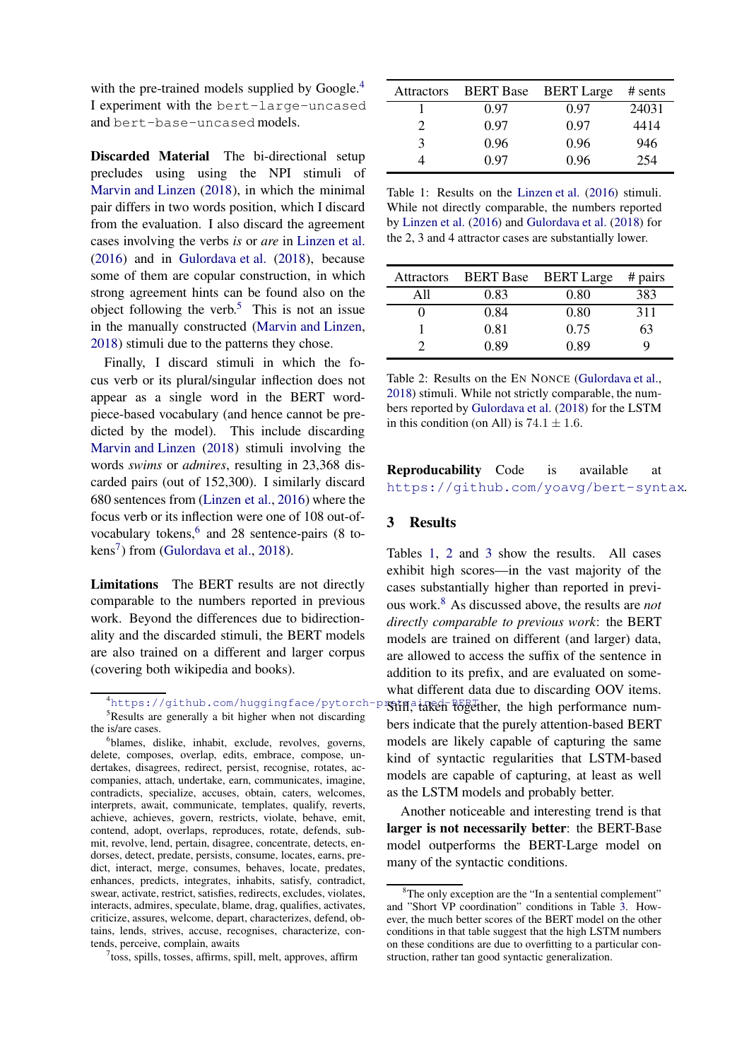with the pre-trained models supplied by Google.[4] I experiment with the `bert-large-uncased` and `bert-base-uncased` models.

**Discarded Material** The bi-directional setup precludes using using the NPI stimuli of Marvin and Linzen (2018), in which the minimal pair differs in two words position, which I discard from the evaluation. I also discard the agreement cases involving the verbs *is* or *are* in Linzen et al. (2016) and in Gulordava et al. (2018), because some of them are copular construction, in which strong agreement hints can be found also on the object following the verb.[5] This is not an issue in the manually constructed (Marvin and Linzen, 2018) stimuli due to the patterns they chose.

Finally, I discard stimuli in which the focus verb or its plural/singular inflection does not appear as a single word in the BERT word-piece-based vocabulary (and hence cannot be predicted by the model). This include discarding Marvin and Linzen (2018) stimuli involving the words *swims* or *admires*, resulting in 23,368 discarded pairs (out of 152,300). I similarly discard 680 sentences from (Linzen et al., 2016) where the focus verb or its inflection were one of 108 out-of-vocabulary tokens,[6] and 28 sentence-pairs (8 tokens[7]) from (Gulordava et al., 2018).

**Limitations** The BERT results are not directly comparable to the numbers reported in previous work. Beyond the differences due to bidirectionality and the discarded stimuli, the BERT models are also trained on a different and larger corpus (covering both wikipedia and books).

| Attractors | BERT Base | BERT Large | # sents |
|---|---|---|---|
| 1 | 0.97 | 0.97 | 24031 |
| 2 | 0.97 | 0.97 | 4414 |
| 3 | 0.96 | 0.96 | 946 |
| 4 | 0.97 | 0.96 | 254 |

Table 1: Results on the Linzen et al. (2016) stimuli. While not directly comparable, the numbers reported by Linzen et al. (2016) and Gulordava et al. (2018) for the 2, 3 and 4 attractor cases are substantially lower.

| Attractors | BERT Base | BERT Large | # pairs |
|---|---|---|---|
| All | 0.83 | 0.80 | 383 |
| 0 | 0.84 | 0.80 | 311 |
| 1 | 0.81 | 0.75 | 63 |
| 2 | 0.89 | 0.89 | 9 |

Table 2: Results on the EN NONCE (Gulordava et al., 2018) stimuli. While not strictly comparable, the numbers reported by Gulordava et al. (2018) for the LSTM in this condition (on All) is $74.1 \pm 1.6$.

**Reproducability** Code is available at https://github.com/yoavg/bert-syntax.

## 3 Results

Tables 1, 2 and 3 show the results. All cases exhibit high scores—in the vast majority of the cases substantially higher than reported in previous work.[8] As discussed above, the results are *not directly comparable to previous work*: the BERT models are trained on different (and larger) data, are allowed to access the suffix of the sentence in addition to its prefix, and are evaluated on somewhat different data due to discarding OOV items. Still, taken together, the high performance numbers indicate that the purely attention-based BERT models are likely capable of capturing the same kind of syntactic regularities that LSTM-based models are capable of capturing, at least as well as the LSTM models and probably better.

Another noticeable and interesting trend is that **larger is not necessarily better**: the BERT-Base model outperforms the BERT-Large model on many of the syntactic conditions.

---

[4] https://github.com/huggingface/pytorch-pretrained-BERT

[5] Results are generally a bit higher when not discarding the is/are cases.

[6] blames, dislike, inhabit, exclude, revolves, governs, delete, composes, overlap, edits, embrace, compose, undertakes, disagrees, redirect, persist, recognise, rotates, accompanies, attach, undertake, earn, communicates, imagine, contradicts, specialize, accuses, obtain, caters, welcomes, interprets, await, communicate, templates, qualify, reverts, achieve, achieves, govern, restricts, violate, behave, emit, contend, adopt, overlaps, reproduces, rotate, defends, submit, revolve, lend, pertain, disagree, concentrate, detects, endorses, detect, predate, persists, consume, locates, earns, predict, interact, merge, consumes, behaves, locate, predates, enhances, predicts, integrates, inhabits, satisfy, contradict, swear, activate, restrict, satisfies, redirects, excludes, violates, interacts, admires, speculate, blame, drag, qualifies, activates, criticize, assures, welcome, depart, characterizes, defend, obtains, lends, strives, accuse, recognises, characterize, contends, perceive, complain, awaits

[7] toss, spills, tosses, affirms, spill, melt, approves, affirm

[8] The only exception are the "In a sentential complement" and "Short VP coordination" conditions in Table 3. However, the much better scores of the BERT model on the other conditions in that table suggest that the high LSTM numbers on these conditions are due to overfitting to a particular construction, rather tan good syntactic generalization.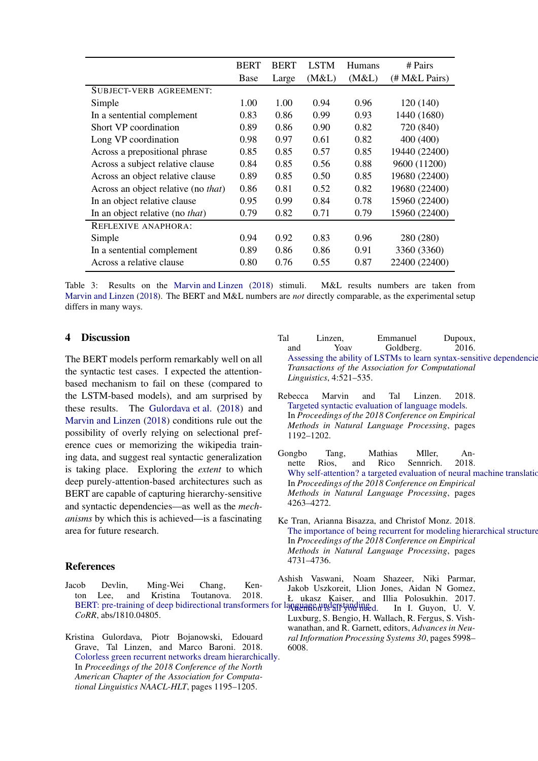| | BERT Base | BERT Large | LSTM (M&L) | Humans (M&L) | # Pairs (# M&L Pairs) |
|---|---|---|---|---|---|
| SUBJECT-VERB AGREEMENT: | | | | | |
| Simple | 1.00 | 1.00 | 0.94 | 0.96 | 120 (140) |
| In a sentential complement | 0.83 | 0.86 | 0.99 | 0.93 | 1440 (1680) |
| Short VP coordination | 0.89 | 0.86 | 0.90 | 0.82 | 720 (840) |
| Long VP coordination | 0.98 | 0.97 | 0.61 | 0.82 | 400 (400) |
| Across a prepositional phrase | 0.85 | 0.85 | 0.57 | 0.85 | 19440 (22400) |
| Across a subject relative clause | 0.84 | 0.85 | 0.56 | 0.88 | 9600 (11200) |
| Across an object relative clause | 0.89 | 0.85 | 0.50 | 0.85 | 19680 (22400) |
| Across an object relative (no *that*) | 0.86 | 0.81 | 0.52 | 0.82 | 19680 (22400) |
| In an object relative clause | 0.95 | 0.99 | 0.84 | 0.78 | 15960 (22400) |
| In an object relative (no *that*) | 0.79 | 0.82 | 0.71 | 0.79 | 15960 (22400) |
| REFLEXIVE ANAPHORA: | | | | | |
| Simple | 0.94 | 0.92 | 0.83 | 0.96 | 280 (280) |
| In a sentential complement | 0.89 | 0.86 | 0.86 | 0.91 | 3360 (3360) |
| Across a relative clause | 0.80 | 0.76 | 0.55 | 0.87 | 22400 (22400) |

Table 3: Results on the Marvin and Linzen (2018) stimuli. M&L results numbers are taken from Marvin and Linzen (2018). The BERT and M&L numbers are *not* directly comparable, as the experimental setup differs in many ways.

## 4 Discussion

The BERT models perform remarkably well on all the syntactic test cases. I expected the attention-based mechanism to fail on these (compared to the LSTM-based models), and am surprised by these results. The Gulordava et al. (2018) and Marvin and Linzen (2018) conditions rule out the possibility of overly relying on selectional preference cues or memorizing the wikipedia training data, and suggest real syntactic generalization is taking place. Exploring the *extent* to which deep purely-attention-based architectures such as BERT are capable of capturing hierarchy-sensitive and syntactic dependencies—as well as the *mechanisms* by which this is achieved—is a fascinating area for future research.

## References

Jacob Devlin, Ming-Wei Chang, Kenton Lee, and Kristina Toutanova. 2018. BERT: pre-training of deep bidirectional transformers for language understanding. *CoRR*, abs/1810.04805.

Kristina Gulordava, Piotr Bojanowski, Edouard Grave, Tal Linzen, and Marco Baroni. 2018. Colorless green recurrent networks dream hierarchically. In *Proceedings of the 2018 Conference of the North American Chapter of the Association for Computational Linguistics NAACL-HLT*, pages 1195–1205.

Tal Linzen, Emmanuel Dupoux, and Yoav Goldberg. 2016. Assessing the ability of LSTMs to learn syntax-sensitive dependencies. *Transactions of the Association for Computational Linguistics*, 4:521–535.

Rebecca Marvin and Tal Linzen. 2018. Targeted syntactic evaluation of language models. In *Proceedings of the 2018 Conference on Empirical Methods in Natural Language Processing*, pages 1192–1202.

Gongbo Tang, Mathias Mller, Annette Rios, and Rico Sennrich. 2018. Why self-attention? a targeted evaluation of neural machine translation architectures. In *Proceedings of the 2018 Conference on Empirical Methods in Natural Language Processing*, pages 4263–4272.

Ke Tran, Arianna Bisazza, and Christof Monz. 2018. The importance of being recurrent for modeling hierarchical structure. In *Proceedings of the 2018 Conference on Empirical Methods in Natural Language Processing*, pages 4731–4736.

Ashish Vaswani, Noam Shazeer, Niki Parmar, Jakob Uszkoreit, Llion Jones, Aidan N Gomez, Ł ukasz Kaiser, and Illia Polosukhin. 2017. Attention is all you need. In I. Guyon, U. V. Luxburg, S. Bengio, H. Wallach, R. Fergus, S. Vishwanathan, and R. Garnett, editors, *Advances in Neural Information Processing Systems 30*, pages 5998–6008.